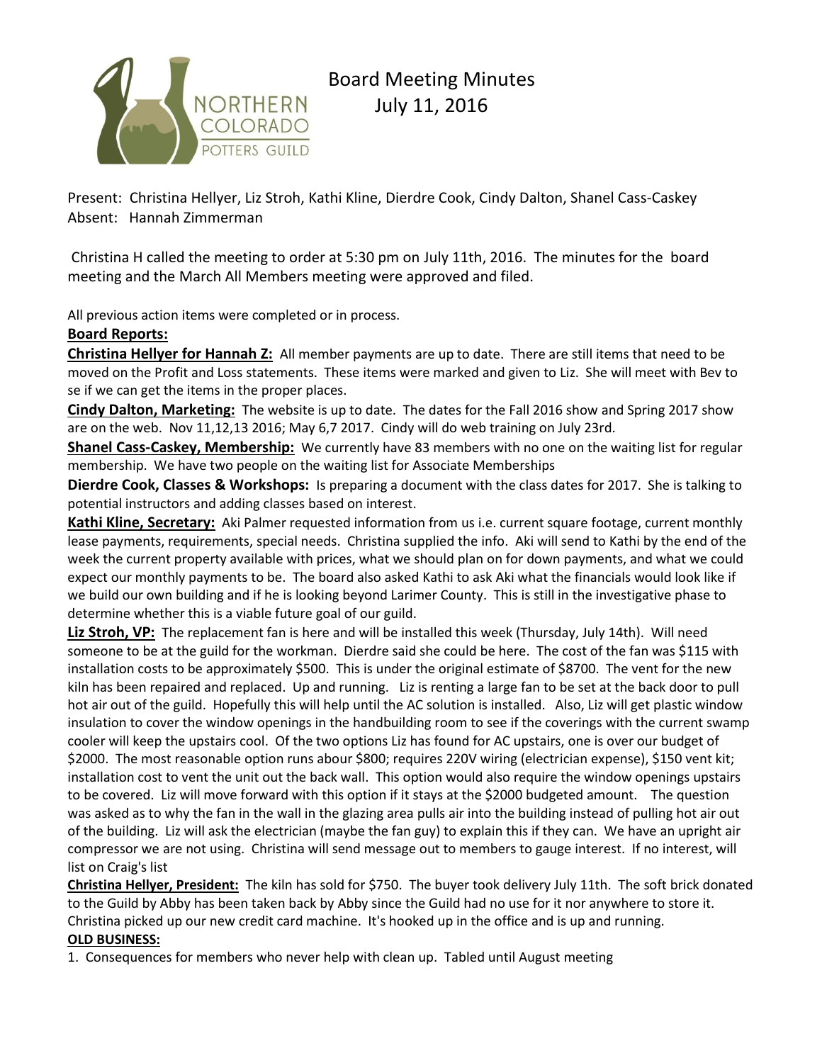# Board Meeting Minutes
## July 11, 2016

NORTHERN COLORADO POTTERS GUILD

Present: Christina Hellyer, Liz Stroh, Kathi Kline, Dierdre Cook, Cindy Dalton, Shanel Cass-Caskey
Absent: Hannah Zimmerman

Christina H called the meeting to order at 5:30 pm on July 11th, 2016. The minutes for the board meeting and the March All Members meeting were approved and filed.

All previous action items were completed or in process.

**Board Reports:**

**Christina Hellyer for Hannah Z:** All member payments are up to date. There are still items that need to be moved on the Profit and Loss statements. These items were marked and given to Liz. She will meet with Bev to se if we can get the items in the proper places.

**Cindy Dalton, Marketing:** The website is up to date. The dates for the Fall 2016 show and Spring 2017 show are on the web. Nov 11,12,13 2016; May 6,7 2017. Cindy will do web training on July 23rd.

**Shanel Cass-Caskey, Membership:** We currently have 83 members with no one on the waiting list for regular membership. We have two people on the waiting list for Associate Memberships

**Dierdre Cook, Classes & Workshops:** Is preparing a document with the class dates for 2017. She is talking to potential instructors and adding classes based on interest.

**Kathi Kline, Secretary:** Aki Palmer requested information from us i.e. current square footage, current monthly lease payments, requirements, special needs. Christina supplied the info. Aki will send to Kathi by the end of the week the current property available with prices, what we should plan on for down payments, and what we could expect our monthly payments to be. The board also asked Kathi to ask Aki what the financials would look like if we build our own building and if he is looking beyond Larimer County. This is still in the investigative phase to determine whether this is a viable future goal of our guild.

**Liz Stroh, VP:** The replacement fan is here and will be installed this week (Thursday, July 14th). Will need someone to be at the guild for the workman. Dierdre said she could be here. The cost of the fan was $115 with installation costs to be approximately $500. This is under the original estimate of $8700. The vent for the new kiln has been repaired and replaced. Up and running. Liz is renting a large fan to be set at the back door to pull hot air out of the guild. Hopefully this will help until the AC solution is installed. Also, Liz will get plastic window insulation to cover the window openings in the handbuilding room to see if the coverings with the current swamp cooler will keep the upstairs cool. Of the two options Liz has found for AC upstairs, one is over our budget of $2000. The most reasonable option runs abour $800; requires 220V wiring (electrician expense), $150 vent kit; installation cost to vent the unit out the back wall. This option would also require the window openings upstairs to be covered. Liz will move forward with this option if it stays at the $2000 budgeted amount. The question was asked as to why the fan in the wall in the glazing area pulls air into the building instead of pulling hot air out of the building. Liz will ask the electrician (maybe the fan guy) to explain this if they can. We have an upright air compressor we are not using. Christina will send message out to members to gauge interest. If no interest, will list on Craig's list

**Christina Hellyer, President:** The kiln has sold for $750. The buyer took delivery July 11th. The soft brick donated to the Guild by Abby has been taken back by Abby since the Guild had no use for it nor anywhere to store it. Christina picked up our new credit card machine. It's hooked up in the office and is up and running.

**OLD BUSINESS:**

1. Consequences for members who never help with clean up. Tabled until August meeting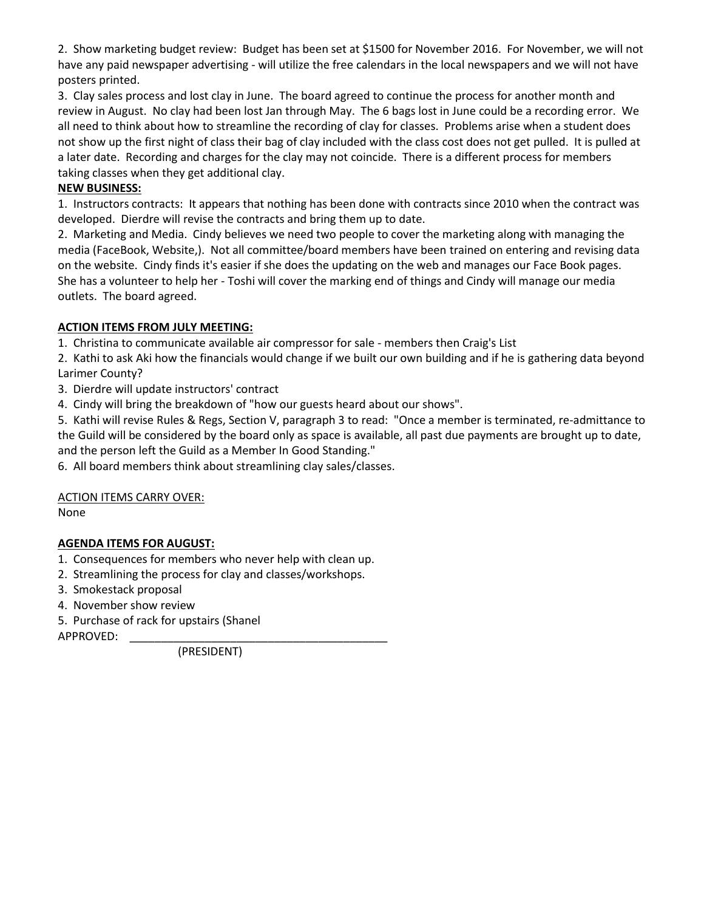2. Show marketing budget review: Budget has been set at $1500 for November 2016. For November, we will not have any paid newspaper advertising - will utilize the free calendars in the local newspapers and we will not have posters printed.

3. Clay sales process and lost clay in June. The board agreed to continue the process for another month and review in August. No clay had been lost Jan through May. The 6 bags lost in June could be a recording error. We all need to think about how to streamline the recording of clay for classes. Problems arise when a student does not show up the first night of class their bag of clay included with the class cost does not get pulled. It is pulled at a later date. Recording and charges for the clay may not coincide. There is a different process for members taking classes when they get additional clay.

**NEW BUSINESS:**

1. Instructors contracts: It appears that nothing has been done with contracts since 2010 when the contract was developed. Dierdre will revise the contracts and bring them up to date.

2. Marketing and Media. Cindy believes we need two people to cover the marketing along with managing the media (FaceBook, Website,). Not all committee/board members have been trained on entering and revising data on the website. Cindy finds it's easier if she does the updating on the web and manages our Face Book pages. She has a volunteer to help her - Toshi will cover the marking end of things and Cindy will manage our media outlets. The board agreed.

**ACTION ITEMS FROM JULY MEETING:**

1. Christina to communicate available air compressor for sale - members then Craig's List
2. Kathi to ask Aki how the financials would change if we built our own building and if he is gathering data beyond Larimer County?
3. Dierdre will update instructors' contract
4. Cindy will bring the breakdown of "how our guests heard about our shows".
5. Kathi will revise Rules & Regs, Section V, paragraph 3 to read: "Once a member is terminated, re-admittance to the Guild will be considered by the board only as space is available, all past due payments are brought up to date, and the person left the Guild as a Member In Good Standing."
6. All board members think about streamlining clay sales/classes.

ACTION ITEMS CARRY OVER:

None

**AGENDA ITEMS FOR AUGUST:**

1. Consequences for members who never help with clean up.
2. Streamlining the process for clay and classes/workshops.
3. Smokestack proposal
4. November show review
5. Purchase of rack for upstairs (Shanel

APPROVED: ________________________________________

(PRESIDENT)